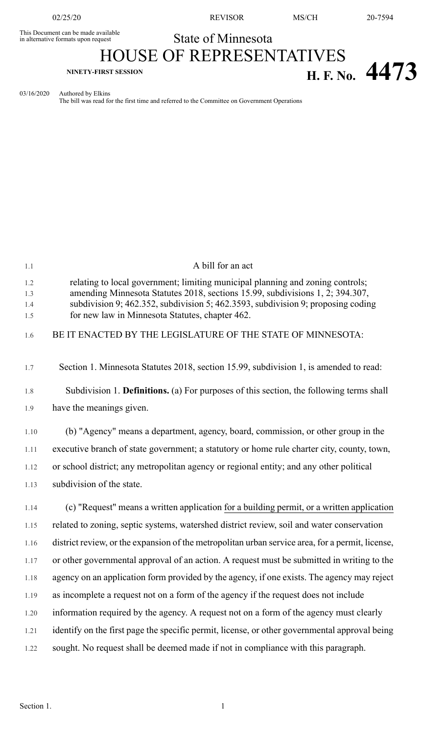This Document can be made available in alternative formats upon request

State of Minnesota

# HOUSE OF REPRESENTATIVES

**NINETY-FIRST SESSION**

# H. F. No. 4473

03/16/2020 Authored by Elkins

The bill was read for the first time and referred to the Committee on Government Operations

A bill for an act

relating to local government; limiting municipal planning and zoning controls; amending Minnesota Statutes 2018, sections 15.99, subdivisions 1, 2; 394.307, subdivision 9; 462.352, subdivision 5; 462.3593, subdivision 9; proposing coding for new law in Minnesota Statutes, chapter 462.

BE IT ENACTED BY THE LEGISLATURE OF THE STATE OF MINNESOTA:

Section 1. Minnesota Statutes 2018, section 15.99, subdivision 1, is amended to read:

Subdivision 1. **Definitions.** (a) For purposes of this section, the following terms shall have the meanings given.

(b) "Agency" means a department, agency, board, commission, or other group in the executive branch of state government; a statutory or home rule charter city, county, town, or school district; any metropolitan agency or regional entity; and any other political subdivision of the state.

(c) "Request" means a written application <u>for a building permit, or a written application</u> related to zoning, septic systems, watershed district review, soil and water conservation district review, or the expansion of the metropolitan urban service area, for a permit, license, or other governmental approval of an action. A request must be submitted in writing to the agency on an application form provided by the agency, if one exists. The agency may reject as incomplete a request not on a form of the agency if the request does not include information required by the agency. A request not on a form of the agency must clearly identify on the first page the specific permit, license, or other governmental approval being sought. No request shall be deemed made if not in compliance with this paragraph.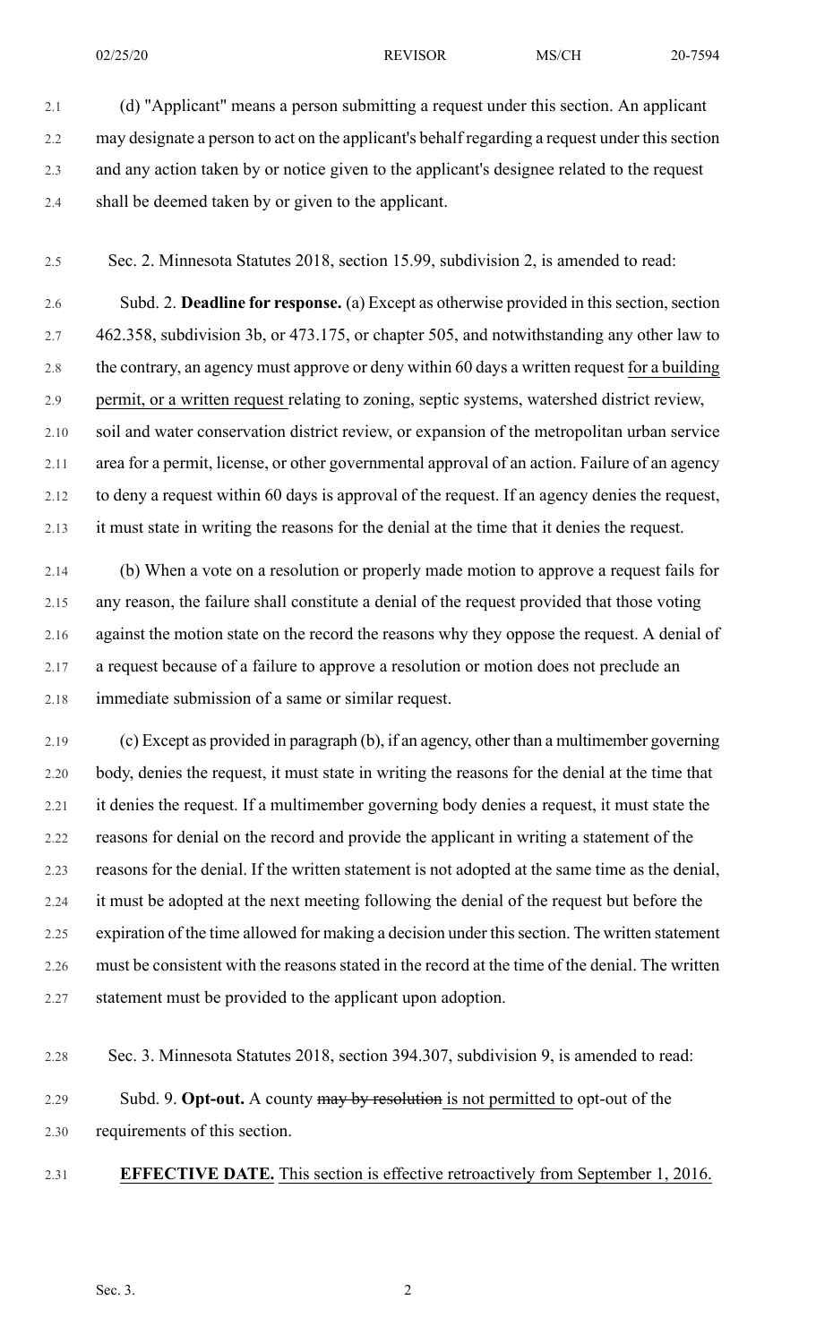(d) "Applicant" means a person submitting a request under this section. An applicant may designate a person to act on the applicant's behalf regarding a request under this section and any action taken by or notice given to the applicant's designee related to the request shall be deemed taken by or given to the applicant.

Sec. 2. Minnesota Statutes 2018, section 15.99, subdivision 2, is amended to read:

Subd. 2. **Deadline for response.** (a) Except as otherwise provided in this section, section 462.358, subdivision 3b, or 473.175, or chapter 505, and notwithstanding any other law to the contrary, an agency must approve or deny within 60 days a written request <u>for a building permit, or a written request</u> relating to zoning, septic systems, watershed district review, soil and water conservation district review, or expansion of the metropolitan urban service area for a permit, license, or other governmental approval of an action. Failure of an agency to deny a request within 60 days is approval of the request. If an agency denies the request, it must state in writing the reasons for the denial at the time that it denies the request.

(b) When a vote on a resolution or properly made motion to approve a request fails for any reason, the failure shall constitute a denial of the request provided that those voting against the motion state on the record the reasons why they oppose the request. A denial of a request because of a failure to approve a resolution or motion does not preclude an immediate submission of a same or similar request.

(c) Except as provided in paragraph (b), if an agency, other than a multimember governing body, denies the request, it must state in writing the reasons for the denial at the time that it denies the request. If a multimember governing body denies a request, it must state the reasons for denial on the record and provide the applicant in writing a statement of the reasons for the denial. If the written statement is not adopted at the same time as the denial, it must be adopted at the next meeting following the denial of the request but before the expiration of the time allowed for making a decision under this section. The written statement must be consistent with the reasons stated in the record at the time of the denial. The written statement must be provided to the applicant upon adoption.

Sec. 3. Minnesota Statutes 2018, section 394.307, subdivision 9, is amended to read:

Subd. 9. **Opt-out.** A county ~~may by resolution~~ <u>is not permitted to</u> opt-out of the requirements of this section.

**EFFECTIVE DATE.** <u>This section is effective retroactively from September 1, 2016.</u>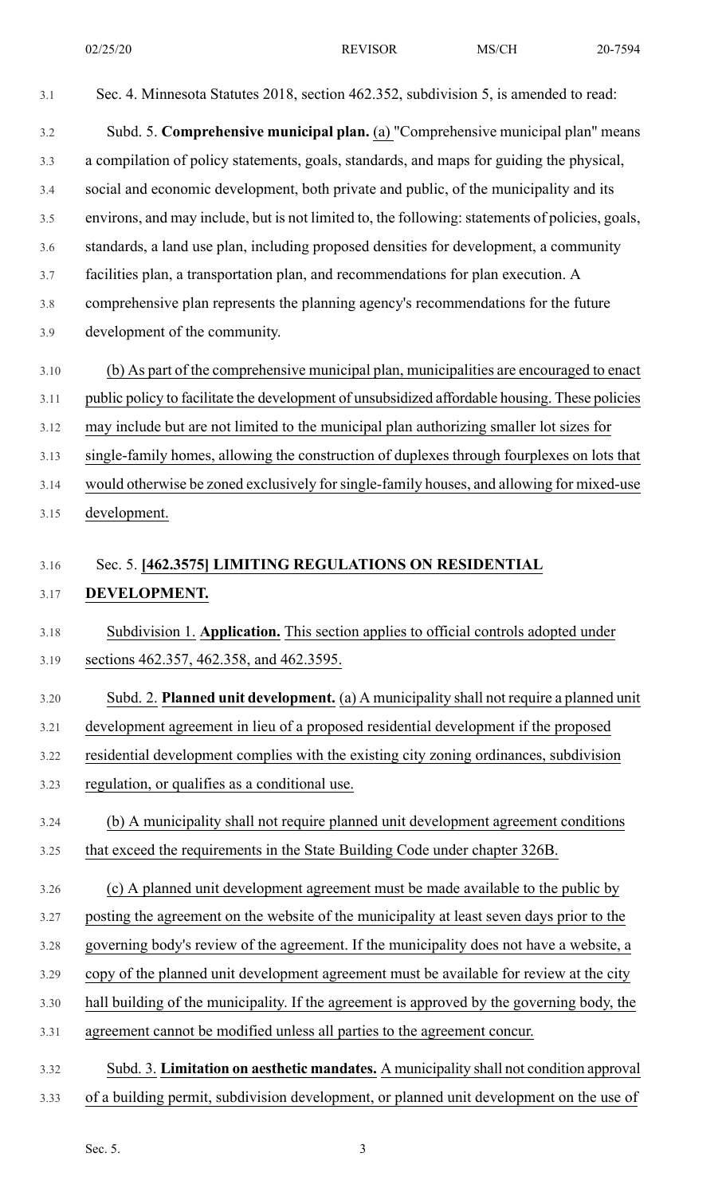Sec. 4. Minnesota Statutes 2018, section 462.352, subdivision 5, is amended to read:

Subd. 5. **Comprehensive municipal plan.** (a) "Comprehensive municipal plan" means a compilation of policy statements, goals, standards, and maps for guiding the physical, social and economic development, both private and public, of the municipality and its environs, and may include, but is not limited to, the following: statements of policies, goals, standards, a land use plan, including proposed densities for development, a community facilities plan, a transportation plan, and recommendations for plan execution. A comprehensive plan represents the planning agency's recommendations for the future development of the community.

(b) As part of the comprehensive municipal plan, municipalities are encouraged to enact public policy to facilitate the development of unsubsidized affordable housing. These policies may include but are not limited to the municipal plan authorizing smaller lot sizes for single-family homes, allowing the construction of duplexes through fourplexes on lots that would otherwise be zoned exclusively for single-family houses, and allowing for mixed-use development.

Sec. 5. **[462.3575] LIMITING REGULATIONS ON RESIDENTIAL DEVELOPMENT.**

Subdivision 1. **Application.** This section applies to official controls adopted under sections 462.357, 462.358, and 462.3595.

Subd. 2. **Planned unit development.** (a) A municipality shall not require a planned unit development agreement in lieu of a proposed residential development if the proposed residential development complies with the existing city zoning ordinances, subdivision regulation, or qualifies as a conditional use.

(b) A municipality shall not require planned unit development agreement conditions that exceed the requirements in the State Building Code under chapter 326B.

(c) A planned unit development agreement must be made available to the public by posting the agreement on the website of the municipality at least seven days prior to the governing body's review of the agreement. If the municipality does not have a website, a copy of the planned unit development agreement must be available for review at the city hall building of the municipality. If the agreement is approved by the governing body, the agreement cannot be modified unless all parties to the agreement concur.

Subd. 3. **Limitation on aesthetic mandates.** A municipality shall not condition approval of a building permit, subdivision development, or planned unit development on the use of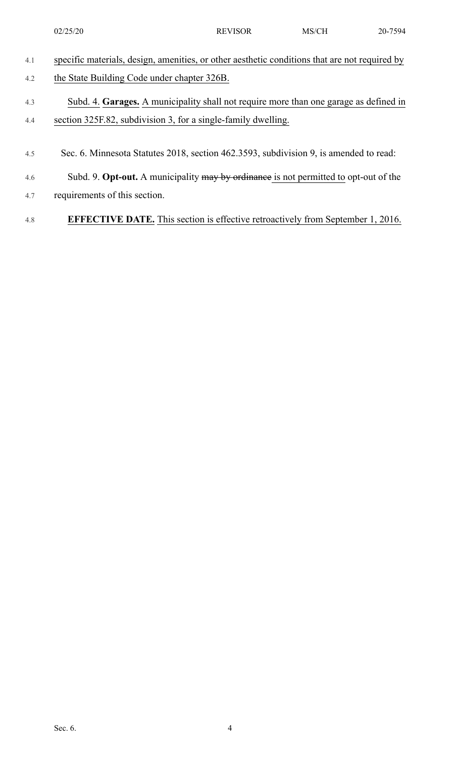specific materials, design, amenities, or other aesthetic conditions that are not required by the State Building Code under chapter 326B.

Subd. 4. **Garages.** A municipality shall not require more than one garage as defined in section 325F.82, subdivision 3, for a single-family dwelling.

Sec. 6. Minnesota Statutes 2018, section 462.3593, subdivision 9, is amended to read:

Subd. 9. **Opt-out.** A municipality ~~may by ordinance~~ is not permitted to opt-out of the requirements of this section.

**EFFECTIVE DATE.** This section is effective retroactively from September 1, 2016.